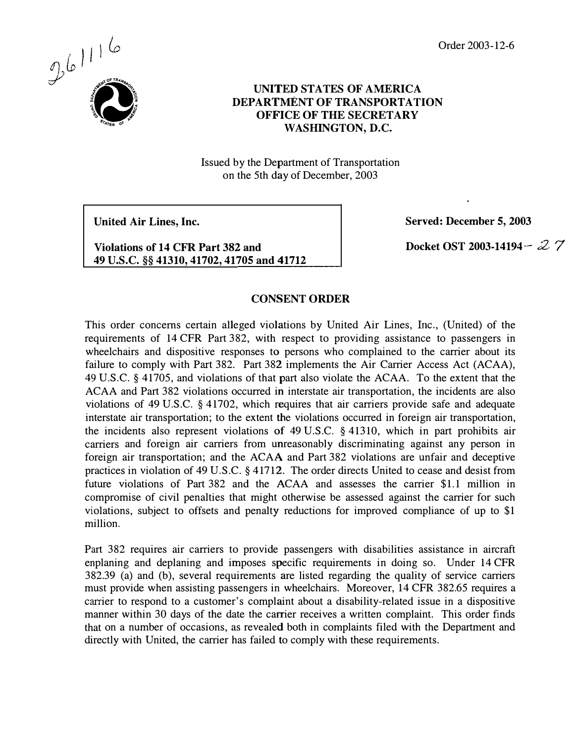261116

Order 2003-12-6

**UNITED STATES OF AMERICA**
**DEPARTMENT OF TRANSPORTATION**
**OFFICE OF THE SECRETARY**
**WASHINGTON, D.C.**

Issued by the Department of Transportation on the 5th day of December, 2003

**United Air Lines, Inc.**

**Violations of 14 CFR Part 382 and 49 U.S.C. §§ 41310, 41702, 41705 and 41712**

**Served: December 5, 2003**

**Docket OST 2003-14194 - 27**

## CONSENT ORDER

This order concerns certain alleged violations by United Air Lines, Inc., (United) of the requirements of 14 CFR Part 382, with respect to providing assistance to passengers in wheelchairs and dispositive responses to persons who complained to the carrier about its failure to comply with Part 382. Part 382 implements the Air Carrier Access Act (ACAA), 49 U.S.C. § 41705, and violations of that part also violate the ACAA. To the extent that the ACAA and Part 382 violations occurred in interstate air transportation, the incidents are also violations of 49 U.S.C. § 41702, which requires that air carriers provide safe and adequate interstate air transportation; to the extent the violations occurred in foreign air transportation, the incidents also represent violations of 49 U.S.C. § 41310, which in part prohibits air carriers and foreign air carriers from unreasonably discriminating against any person in foreign air transportation; and the ACAA and Part 382 violations are unfair and deceptive practices in violation of 49 U.S.C. § 41712. The order directs United to cease and desist from future violations of Part 382 and the ACAA and assesses the carrier $1.1 million in compromise of civil penalties that might otherwise be assessed against the carrier for such violations, subject to offsets and penalty reductions for improved compliance of up to $1 million.

Part 382 requires air carriers to provide passengers with disabilities assistance in aircraft enplaning and deplaning and imposes specific requirements in doing so. Under 14 CFR 382.39 (a) and (b), several requirements are listed regarding the quality of service carriers must provide when assisting passengers in wheelchairs. Moreover, 14 CFR 382.65 requires a carrier to respond to a customer's complaint about a disability-related issue in a dispositive manner within 30 days of the date the carrier receives a written complaint. This order finds that on a number of occasions, as revealed both in complaints filed with the Department and directly with United, the carrier has failed to comply with these requirements.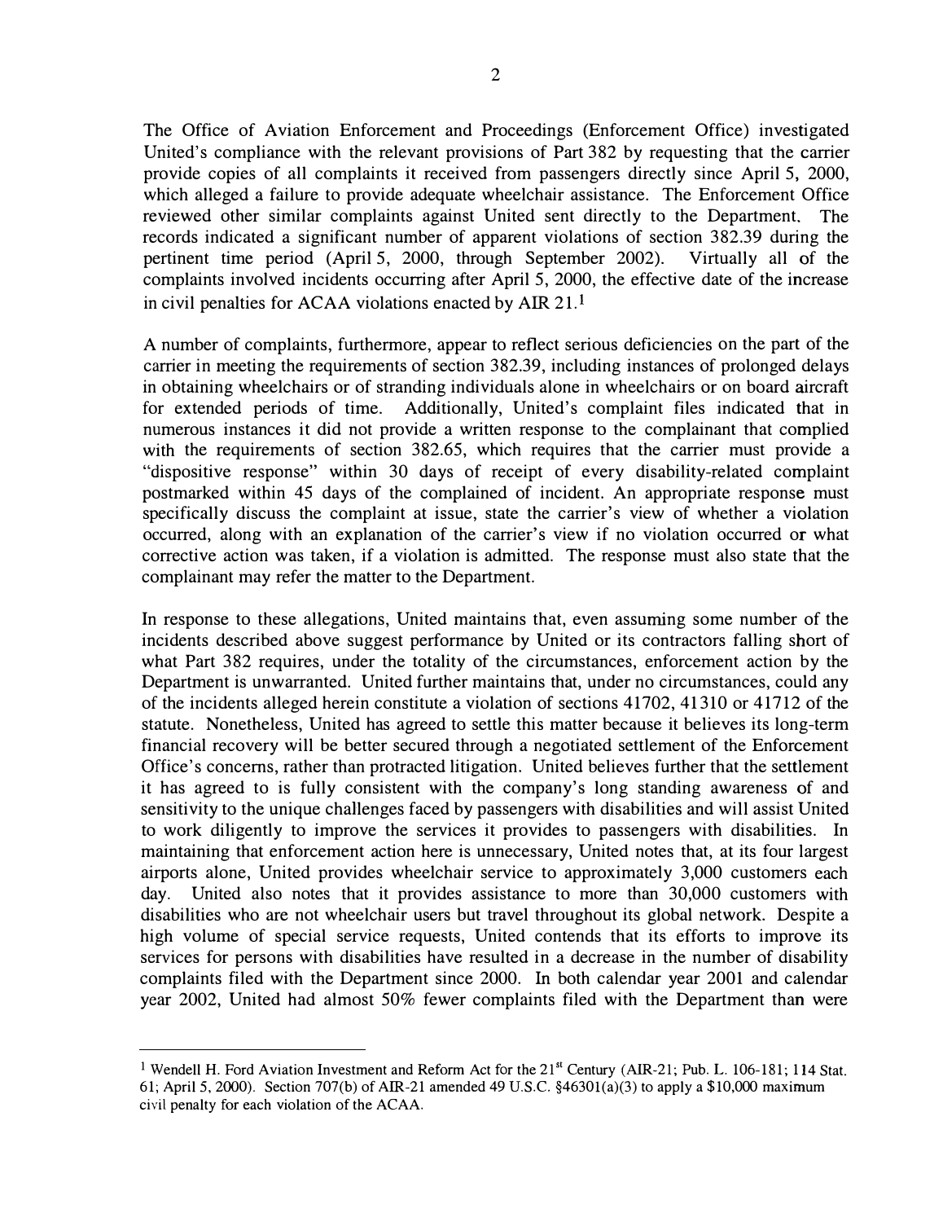The Office of Aviation Enforcement and Proceedings (Enforcement Office) investigated United's compliance with the relevant provisions of Part 382 by requesting that the carrier provide copies of all complaints it received from passengers directly since April 5, 2000, which alleged a failure to provide adequate wheelchair assistance. The Enforcement Office reviewed other similar complaints against United sent directly to the Department. The records indicated a significant number of apparent violations of section 382.39 during the pertinent time period (April 5, 2000, through September 2002). Virtually all of the complaints involved incidents occurring after April 5, 2000, the effective date of the increase in civil penalties for ACAA violations enacted by AIR 21.[1]

A number of complaints, furthermore, appear to reflect serious deficiencies on the part of the carrier in meeting the requirements of section 382.39, including instances of prolonged delays in obtaining wheelchairs or of stranding individuals alone in wheelchairs or on board aircraft for extended periods of time. Additionally, United's complaint files indicated that in numerous instances it did not provide a written response to the complainant that complied with the requirements of section 382.65, which requires that the carrier must provide a "dispositive response" within 30 days of receipt of every disability-related complaint postmarked within 45 days of the complained of incident. An appropriate response must specifically discuss the complaint at issue, state the carrier's view of whether a violation occurred, along with an explanation of the carrier's view if no violation occurred or what corrective action was taken, if a violation is admitted. The response must also state that the complainant may refer the matter to the Department.

In response to these allegations, United maintains that, even assuming some number of the incidents described above suggest performance by United or its contractors falling short of what Part 382 requires, under the totality of the circumstances, enforcement action by the Department is unwarranted. United further maintains that, under no circumstances, could any of the incidents alleged herein constitute a violation of sections 41702, 41310 or 41712 of the statute. Nonetheless, United has agreed to settle this matter because it believes its long-term financial recovery will be better secured through a negotiated settlement of the Enforcement Office's concerns, rather than protracted litigation. United believes further that the settlement it has agreed to is fully consistent with the company's long standing awareness of and sensitivity to the unique challenges faced by passengers with disabilities and will assist United to work diligently to improve the services it provides to passengers with disabilities. In maintaining that enforcement action here is unnecessary, United notes that, at its four largest airports alone, United provides wheelchair service to approximately 3,000 customers each day. United also notes that it provides assistance to more than 30,000 customers with disabilities who are not wheelchair users but travel throughout its global network. Despite a high volume of special service requests, United contends that its efforts to improve its services for persons with disabilities have resulted in a decrease in the number of disability complaints filed with the Department since 2000. In both calendar year 2001 and calendar year 2002, United had almost 50% fewer complaints filed with the Department than were

---

[1] Wendell H. Ford Aviation Investment and Reform Act for the 21st Century (AIR-21; Pub. L. 106-181; 114 Stat. 61; April 5, 2000). Section 707(b) of AIR-21 amended 49 U.S.C. §46301(a)(3) to apply a $10,000 maximum civil penalty for each violation of the ACAA.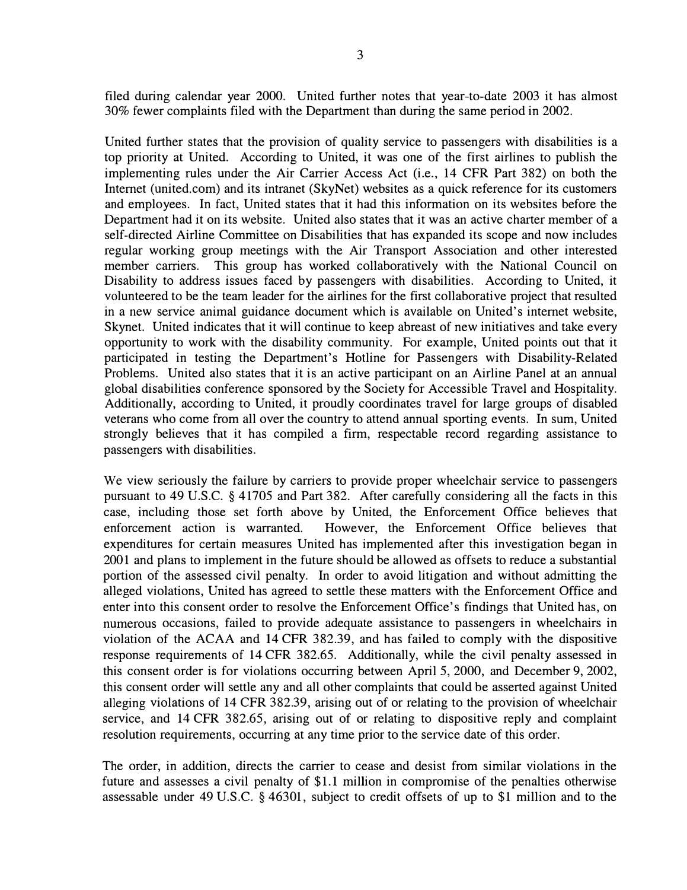filed during calendar year 2000. United further notes that year-to-date 2003 it has almost 30% fewer complaints filed with the Department than during the same period in 2002.

United further states that the provision of quality service to passengers with disabilities is a top priority at United. According to United, it was one of the first airlines to publish the implementing rules under the Air Carrier Access Act (i.e., 14 CFR Part 382) on both the Internet (united.com) and its intranet (SkyNet) websites as a quick reference for its customers and employees. In fact, United states that it had this information on its websites before the Department had it on its website. United also states that it was an active charter member of a self-directed Airline Committee on Disabilities that has expanded its scope and now includes regular working group meetings with the Air Transport Association and other interested member carriers. This group has worked collaboratively with the National Council on Disability to address issues faced by passengers with disabilities. According to United, it volunteered to be the team leader for the airlines for the first collaborative project that resulted in a new service animal guidance document which is available on United's internet website, Skynet. United indicates that it will continue to keep abreast of new initiatives and take every opportunity to work with the disability community. For example, United points out that it participated in testing the Department's Hotline for Passengers with Disability-Related Problems. United also states that it is an active participant on an Airline Panel at an annual global disabilities conference sponsored by the Society for Accessible Travel and Hospitality. Additionally, according to United, it proudly coordinates travel for large groups of disabled veterans who come from all over the country to attend annual sporting events. In sum, United strongly believes that it has compiled a firm, respectable record regarding assistance to passengers with disabilities.

We view seriously the failure by carriers to provide proper wheelchair service to passengers pursuant to 49 U.S.C. § 41705 and Part 382. After carefully considering all the facts in this case, including those set forth above by United, the Enforcement Office believes that enforcement action is warranted. However, the Enforcement Office believes that expenditures for certain measures United has implemented after this investigation began in 2001 and plans to implement in the future should be allowed as offsets to reduce a substantial portion of the assessed civil penalty. In order to avoid litigation and without admitting the alleged violations, United has agreed to settle these matters with the Enforcement Office and enter into this consent order to resolve the Enforcement Office's findings that United has, on numerous occasions, failed to provide adequate assistance to passengers in wheelchairs in violation of the ACAA and 14 CFR 382.39, and has failed to comply with the dispositive response requirements of 14 CFR 382.65. Additionally, while the civil penalty assessed in this consent order is for violations occurring between April 5, 2000, and December 9, 2002, this consent order will settle any and all other complaints that could be asserted against United alleging violations of 14 CFR 382.39, arising out of or relating to the provision of wheelchair service, and 14 CFR 382.65, arising out of or relating to dispositive reply and complaint resolution requirements, occurring at any time prior to the service date of this order.

The order, in addition, directs the carrier to cease and desist from similar violations in the future and assesses a civil penalty of $1.1 million in compromise of the penalties otherwise assessable under 49 U.S.C. § 46301, subject to credit offsets of up to $1 million and to the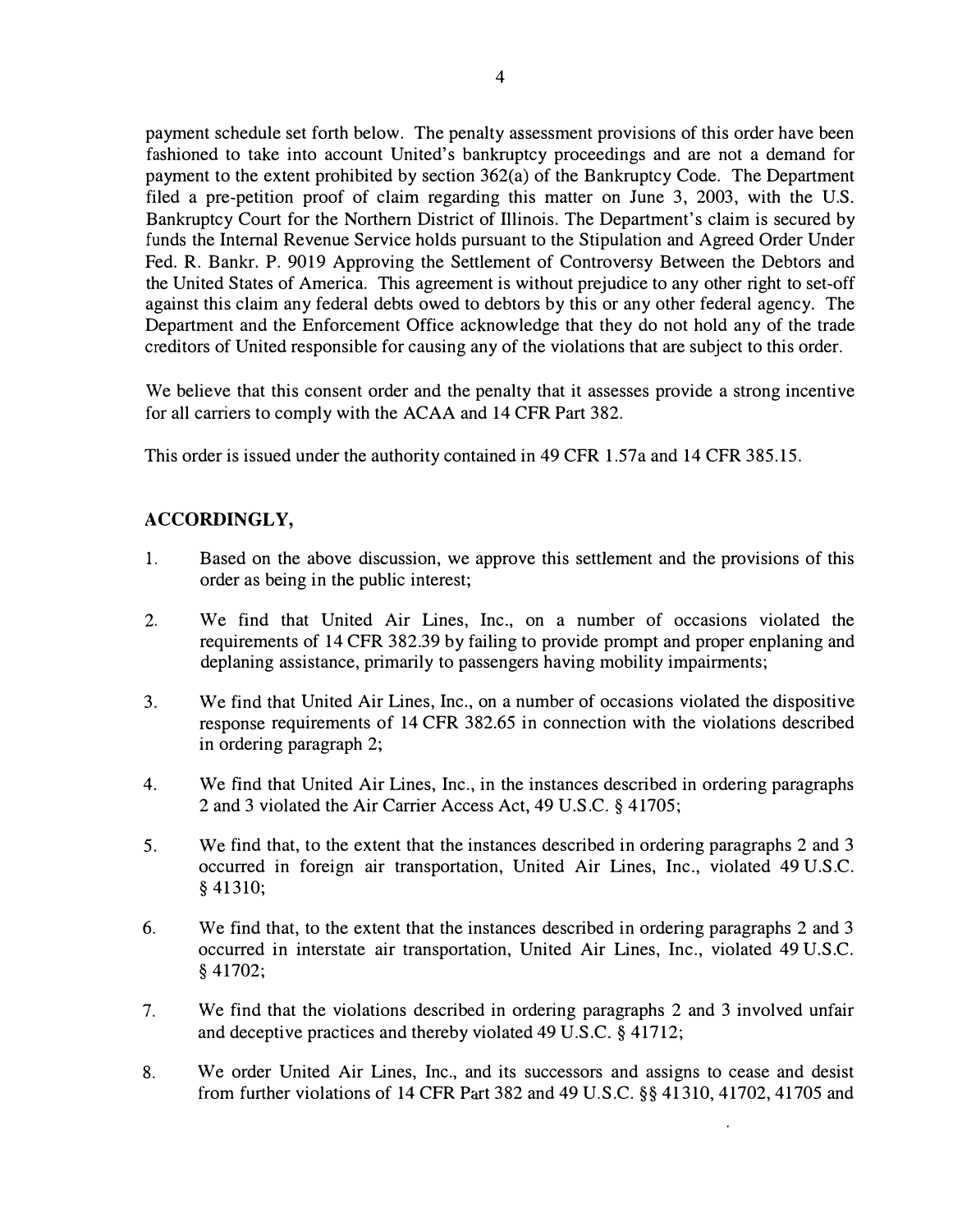payment schedule set forth below. The penalty assessment provisions of this order have been fashioned to take into account United's bankruptcy proceedings and are not a demand for payment to the extent prohibited by section 362(a) of the Bankruptcy Code. The Department filed a pre-petition proof of claim regarding this matter on June 3, 2003, with the U.S. Bankruptcy Court for the Northern District of Illinois. The Department's claim is secured by funds the Internal Revenue Service holds pursuant to the Stipulation and Agreed Order Under Fed. R. Bankr. P. 9019 Approving the Settlement of Controversy Between the Debtors and the United States of America. This agreement is without prejudice to any other right to set-off against this claim any federal debts owed to debtors by this or any other federal agency. The Department and the Enforcement Office acknowledge that they do not hold any of the trade creditors of United responsible for causing any of the violations that are subject to this order.

We believe that this consent order and the penalty that it assesses provide a strong incentive for all carriers to comply with the ACAA and 14 CFR Part 382.

This order is issued under the authority contained in 49 CFR 1.57a and 14 CFR 385.15.

**ACCORDINGLY,**

1. Based on the above discussion, we approve this settlement and the provisions of this order as being in the public interest;

2. We find that United Air Lines, Inc., on a number of occasions violated the requirements of 14 CFR 382.39 by failing to provide prompt and proper enplaning and deplaning assistance, primarily to passengers having mobility impairments;

3. We find that United Air Lines, Inc., on a number of occasions violated the dispositive response requirements of 14 CFR 382.65 in connection with the violations described in ordering paragraph 2;

4. We find that United Air Lines, Inc., in the instances described in ordering paragraphs 2 and 3 violated the Air Carrier Access Act, 49 U.S.C. § 41705;

5. We find that, to the extent that the instances described in ordering paragraphs 2 and 3 occurred in foreign air transportation, United Air Lines, Inc., violated 49 U.S.C. § 41310;

6. We find that, to the extent that the instances described in ordering paragraphs 2 and 3 occurred in interstate air transportation, United Air Lines, Inc., violated 49 U.S.C. § 41702;

7. We find that the violations described in ordering paragraphs 2 and 3 involved unfair and deceptive practices and thereby violated 49 U.S.C. § 41712;

8. We order United Air Lines, Inc., and its successors and assigns to cease and desist from further violations of 14 CFR Part 382 and 49 U.S.C. §§ 41310, 41702, 41705 and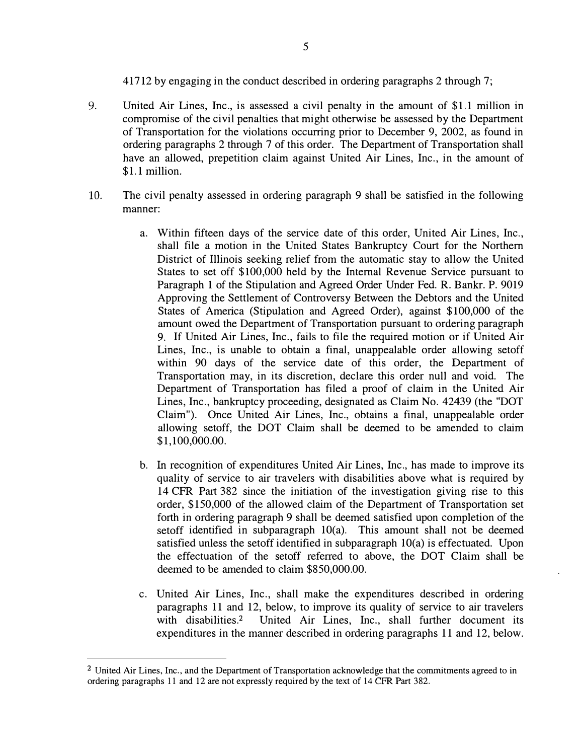41712 by engaging in the conduct described in ordering paragraphs 2 through 7;

9. United Air Lines, Inc., is assessed a civil penalty in the amount of $1.1 million in compromise of the civil penalties that might otherwise be assessed by the Department of Transportation for the violations occurring prior to December 9, 2002, as found in ordering paragraphs 2 through 7 of this order. The Department of Transportation shall have an allowed, prepetition claim against United Air Lines, Inc., in the amount of $1.1 million.

10. The civil penalty assessed in ordering paragraph 9 shall be satisfied in the following manner:

    a. Within fifteen days of the service date of this order, United Air Lines, Inc., shall file a motion in the United States Bankruptcy Court for the Northern District of Illinois seeking relief from the automatic stay to allow the United States to set off $100,000 held by the Internal Revenue Service pursuant to Paragraph 1 of the Stipulation and Agreed Order Under Fed. R. Bankr. P. 9019 Approving the Settlement of Controversy Between the Debtors and the United States of America (Stipulation and Agreed Order), against $100,000 of the amount owed the Department of Transportation pursuant to ordering paragraph 9. If United Air Lines, Inc., fails to file the required motion or if United Air Lines, Inc., is unable to obtain a final, unappealable order allowing setoff within 90 days of the service date of this order, the Department of Transportation may, in its discretion, declare this order null and void. The Department of Transportation has filed a proof of claim in the United Air Lines, Inc., bankruptcy proceeding, designated as Claim No. 42439 (the "DOT Claim"). Once United Air Lines, Inc., obtains a final, unappealable order allowing setoff, the DOT Claim shall be deemed to be amended to claim $1,100,000.00.

    b. In recognition of expenditures United Air Lines, Inc., has made to improve its quality of service to air travelers with disabilities above what is required by 14 CFR Part 382 since the initiation of the investigation giving rise to this order, $150,000 of the allowed claim of the Department of Transportation set forth in ordering paragraph 9 shall be deemed satisfied upon completion of the setoff identified in subparagraph 10(a). This amount shall not be deemed satisfied unless the setoff identified in subparagraph 10(a) is effectuated. Upon the effectuation of the setoff referred to above, the DOT Claim shall be deemed to be amended to claim $850,000.00.

    c. United Air Lines, Inc., shall make the expenditures described in ordering paragraphs 11 and 12, below, to improve its quality of service to air travelers with disabilities.[2] United Air Lines, Inc., shall further document its expenditures in the manner described in ordering paragraphs 11 and 12, below.

---

[2] United Air Lines, Inc., and the Department of Transportation acknowledge that the commitments agreed to in ordering paragraphs 11 and 12 are not expressly required by the text of 14 CFR Part 382.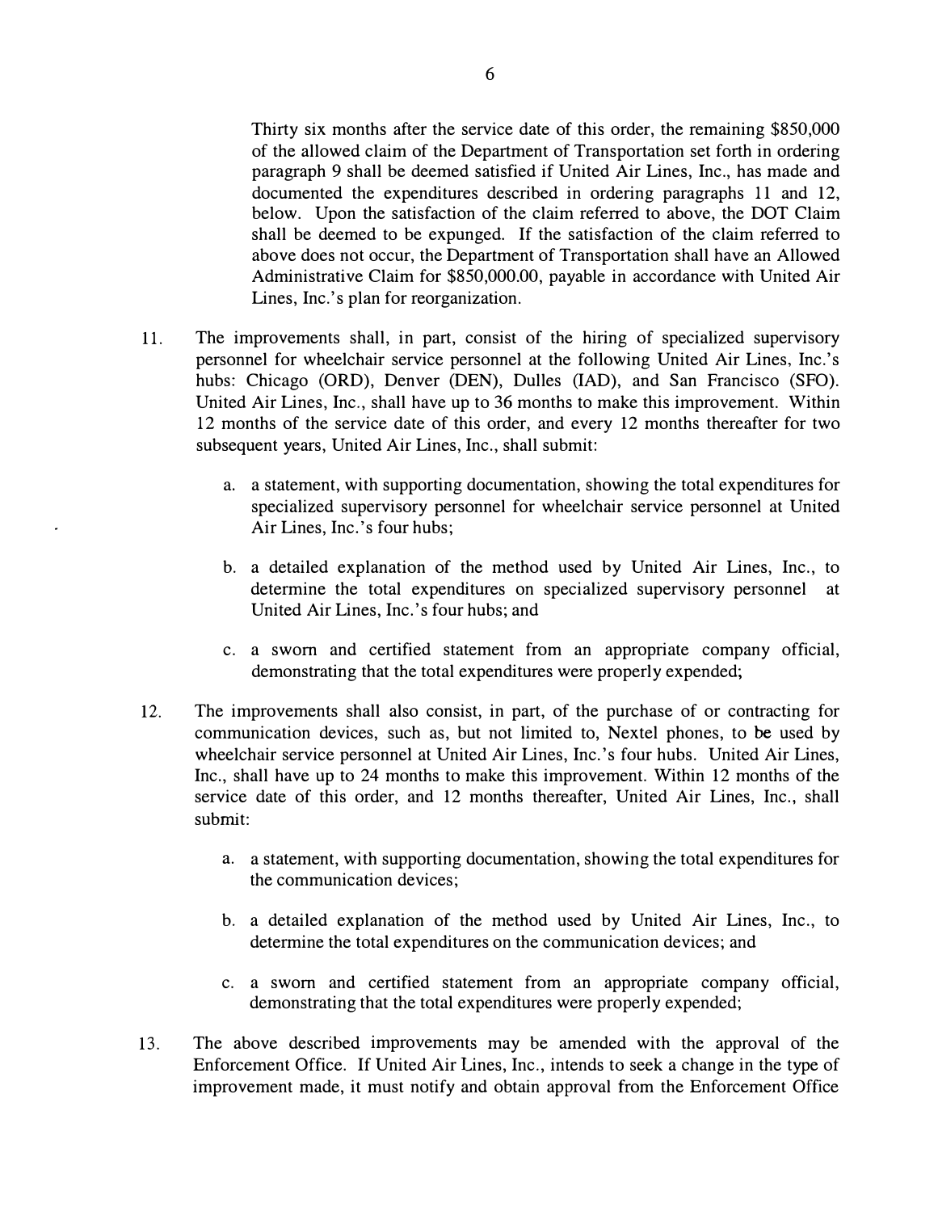Thirty six months after the service date of this order, the remaining \$850,000 of the allowed claim of the Department of Transportation set forth in ordering paragraph 9 shall be deemed satisfied if United Air Lines, Inc., has made and documented the expenditures described in ordering paragraphs 11 and 12, below. Upon the satisfaction of the claim referred to above, the DOT Claim shall be deemed to be expunged. If the satisfaction of the claim referred to above does not occur, the Department of Transportation shall have an Allowed Administrative Claim for \$850,000.00, payable in accordance with United Air Lines, Inc.'s plan for reorganization.

11. The improvements shall, in part, consist of the hiring of specialized supervisory personnel for wheelchair service personnel at the following United Air Lines, Inc.'s hubs: Chicago (ORD), Denver (DEN), Dulles (IAD), and San Francisco (SFO). United Air Lines, Inc., shall have up to 36 months to make this improvement. Within 12 months of the service date of this order, and every 12 months thereafter for two subsequent years, United Air Lines, Inc., shall submit:

    a. a statement, with supporting documentation, showing the total expenditures for specialized supervisory personnel for wheelchair service personnel at United Air Lines, Inc.'s four hubs;

    b. a detailed explanation of the method used by United Air Lines, Inc., to determine the total expenditures on specialized supervisory personnel at United Air Lines, Inc.'s four hubs; and

    c. a sworn and certified statement from an appropriate company official, demonstrating that the total expenditures were properly expended;

12. The improvements shall also consist, in part, of the purchase of or contracting for communication devices, such as, but not limited to, Nextel phones, to be used by wheelchair service personnel at United Air Lines, Inc.'s four hubs. United Air Lines, Inc., shall have up to 24 months to make this improvement. Within 12 months of the service date of this order, and 12 months thereafter, United Air Lines, Inc., shall submit:

    a. a statement, with supporting documentation, showing the total expenditures for the communication devices;

    b. a detailed explanation of the method used by United Air Lines, Inc., to determine the total expenditures on the communication devices; and

    c. a sworn and certified statement from an appropriate company official, demonstrating that the total expenditures were properly expended;

13. The above described improvements may be amended with the approval of the Enforcement Office. If United Air Lines, Inc., intends to seek a change in the type of improvement made, it must notify and obtain approval from the Enforcement Office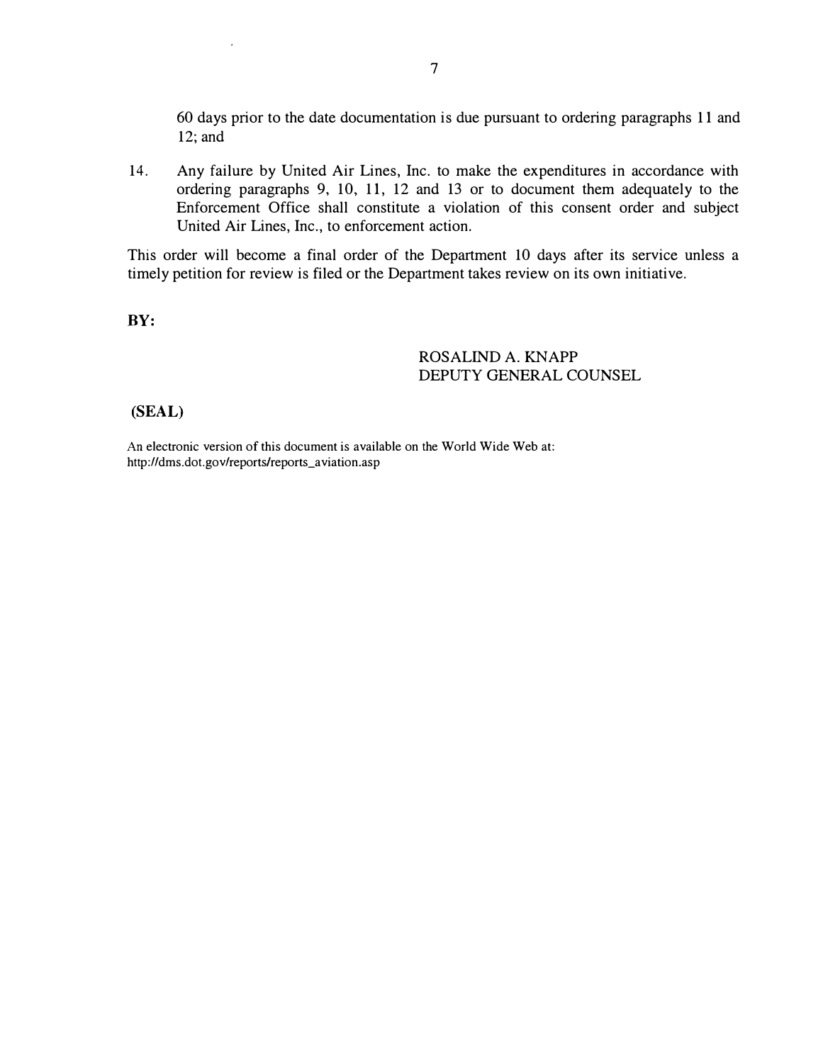60 days prior to the date documentation is due pursuant to ordering paragraphs 11 and 12; and

14. Any failure by United Air Lines, Inc. to make the expenditures in accordance with ordering paragraphs 9, 10, 11, 12 and 13 or to document them adequately to the Enforcement Office shall constitute a violation of this consent order and subject United Air Lines, Inc., to enforcement action.

This order will become a final order of the Department 10 days after its service unless a timely petition for review is filed or the Department takes review on its own initiative.

**BY:**

ROSALIND A. KNAPP
DEPUTY GENERAL COUNSEL

**(SEAL)**

An electronic version of this document is available on the World Wide Web at:
http://dms.dot.gov/reports/reports_aviation.asp